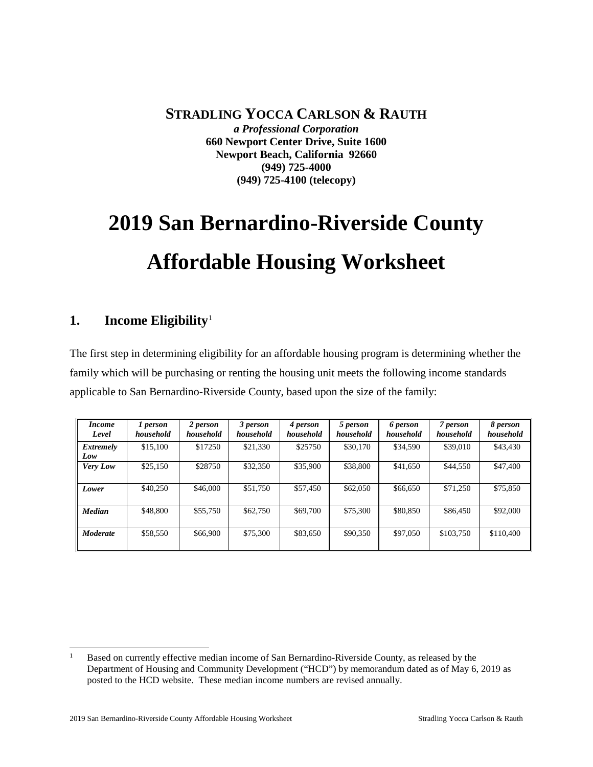**STRADLING YOCCA CARLSON & RAUTH**
*a Professional Corporation*
**660 Newport Center Drive, Suite 1600**
**Newport Beach, California 92660**
**(949) 725-4000**
**(949) 725-4100 (telecopy)**

# 2019 San Bernardino-Riverside County Affordable Housing Worksheet

## 1. Income Eligibility[1]

The first step in determining eligibility for an affordable housing program is determining whether the family which will be purchasing or renting the housing unit meets the following income standards applicable to San Bernardino-Riverside County, based upon the size of the family:

| *Income Level* | *1 person household* | *2 person household* | *3 person household* | *4 person household* | *5 person household* | *6 person household* | *7 person household* | *8 person household* |
|---|---|---|---|---|---|---|---|---|
| ***Extremely Low*** | $15,100 | $17250 | $21,330 | $25750 | $30,170 | $34,590 | $39,010 | $43,430 |
| ***Very Low*** | $25,150 | $28750 | $32,350 | $35,900 | $38,800 | $41,650 | $44,550 | $47,400 |
| ***Lower*** | $40,250 | $46,000 | $51,750 | $57,450 | $62,050 | $66,650 | $71,250 | $75,850 |
| ***Median*** | $48,800 | $55,750 | $62,750 | $69,700 | $75,300 | $80,850 | $86,450 | $92,000 |
| ***Moderate*** | $58,550 | $66,900 | $75,300 | $83,650 | $90,350 | $97,050 | $103,750 | $110,400 |

[1] Based on currently effective median income of San Bernardino-Riverside County, as released by the Department of Housing and Community Development ("HCD") by memorandum dated as of May 6, 2019 as posted to the HCD website. These median income numbers are revised annually.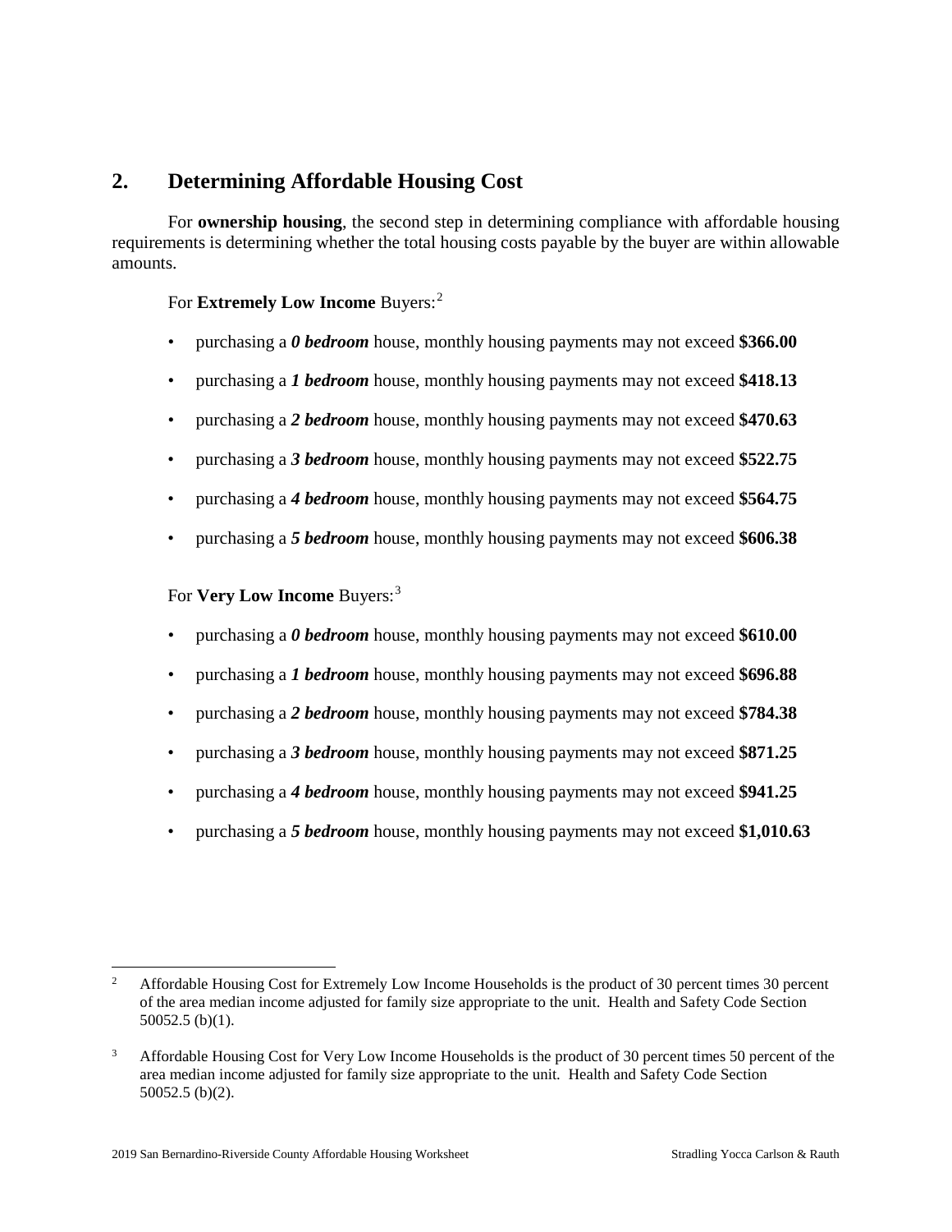## 2. Determining Affordable Housing Cost

For **ownership housing**, the second step in determining compliance with affordable housing requirements is determining whether the total housing costs payable by the buyer are within allowable amounts.

For **Extremely Low Income** Buyers:[2]

- purchasing a ***0 bedroom*** house, monthly housing payments may not exceed **$366.00**
- purchasing a ***1 bedroom*** house, monthly housing payments may not exceed **$418.13**
- purchasing a ***2 bedroom*** house, monthly housing payments may not exceed **$470.63**
- purchasing a ***3 bedroom*** house, monthly housing payments may not exceed **$522.75**
- purchasing a ***4 bedroom*** house, monthly housing payments may not exceed **$564.75**
- purchasing a ***5 bedroom*** house, monthly housing payments may not exceed **$606.38**

For **Very Low Income** Buyers:[3]

- purchasing a ***0 bedroom*** house, monthly housing payments may not exceed **$610.00**
- purchasing a ***1 bedroom*** house, monthly housing payments may not exceed **$696.88**
- purchasing a ***2 bedroom*** house, monthly housing payments may not exceed **$784.38**
- purchasing a ***3 bedroom*** house, monthly housing payments may not exceed **$871.25**
- purchasing a ***4 bedroom*** house, monthly housing payments may not exceed **$941.25**
- purchasing a ***5 bedroom*** house, monthly housing payments may not exceed **$1,010.63**

---

[2] Affordable Housing Cost for Extremely Low Income Households is the product of 30 percent times 30 percent of the area median income adjusted for family size appropriate to the unit. Health and Safety Code Section 50052.5 (b)(1).

[3] Affordable Housing Cost for Very Low Income Households is the product of 30 percent times 50 percent of the area median income adjusted for family size appropriate to the unit. Health and Safety Code Section 50052.5 (b)(2).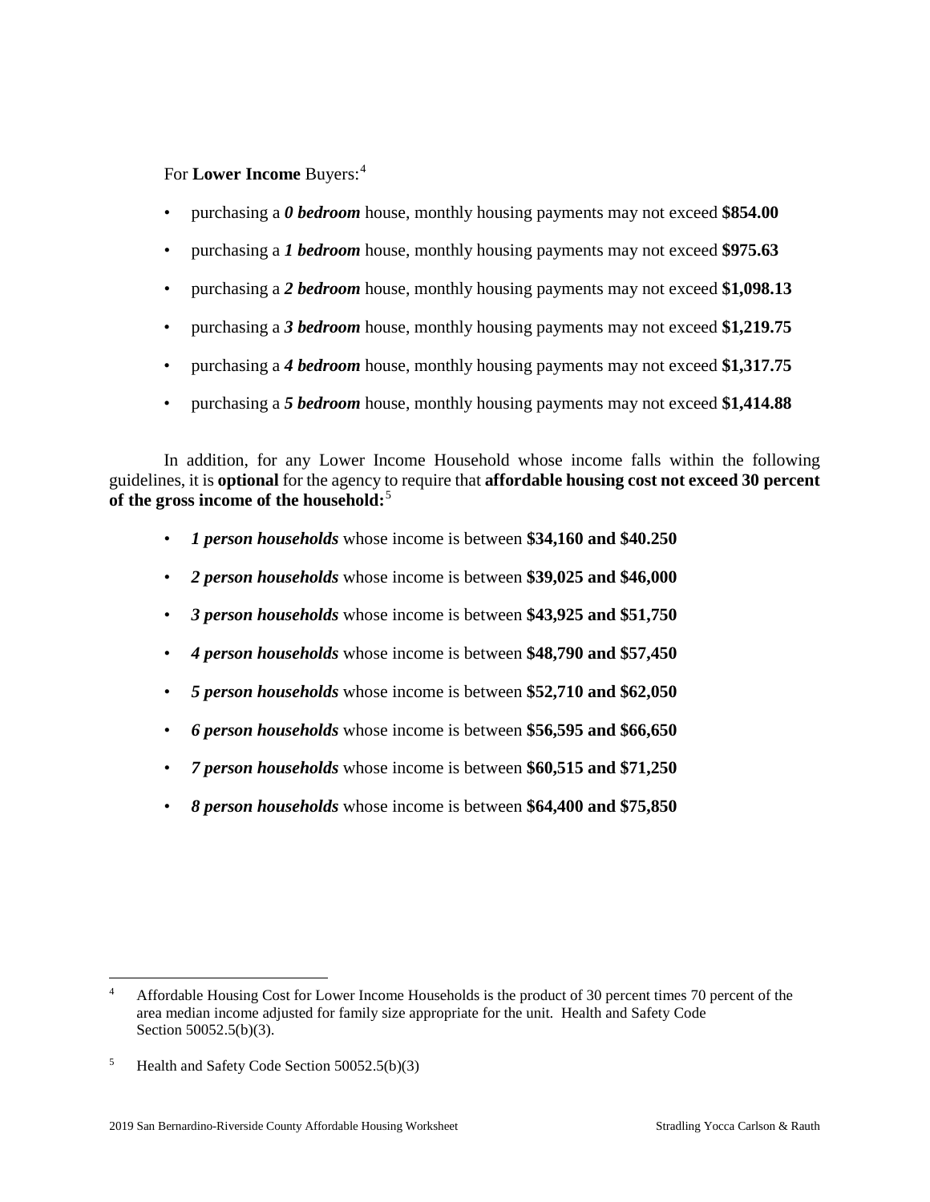For **Lower Income** Buyers:[4]

- purchasing a ***0 bedroom*** house, monthly housing payments may not exceed **$854.00**
- purchasing a ***1 bedroom*** house, monthly housing payments may not exceed **$975.63**
- purchasing a ***2 bedroom*** house, monthly housing payments may not exceed **$1,098.13**
- purchasing a ***3 bedroom*** house, monthly housing payments may not exceed **$1,219.75**
- purchasing a ***4 bedroom*** house, monthly housing payments may not exceed **$1,317.75**
- purchasing a ***5 bedroom*** house, monthly housing payments may not exceed **$1,414.88**

In addition, for any Lower Income Household whose income falls within the following guidelines, it is **optional** for the agency to require that **affordable housing cost not exceed 30 percent of the gross income of the household:**[5]

- ***1 person households*** whose income is between **$34,160 and $40.250**
- ***2 person households*** whose income is between **$39,025 and $46,000**
- ***3 person households*** whose income is between **$43,925 and $51,750**
- ***4 person households*** whose income is between **$48,790 and $57,450**
- ***5 person households*** whose income is between **$52,710 and $62,050**
- ***6 person households*** whose income is between **$56,595 and $66,650**
- ***7 person households*** whose income is between **$60,515 and $71,250**
- ***8 person households*** whose income is between **$64,400 and $75,850**

---

[4] Affordable Housing Cost for Lower Income Households is the product of 30 percent times 70 percent of the area median income adjusted for family size appropriate for the unit. Health and Safety Code Section 50052.5(b)(3).

[5] Health and Safety Code Section 50052.5(b)(3)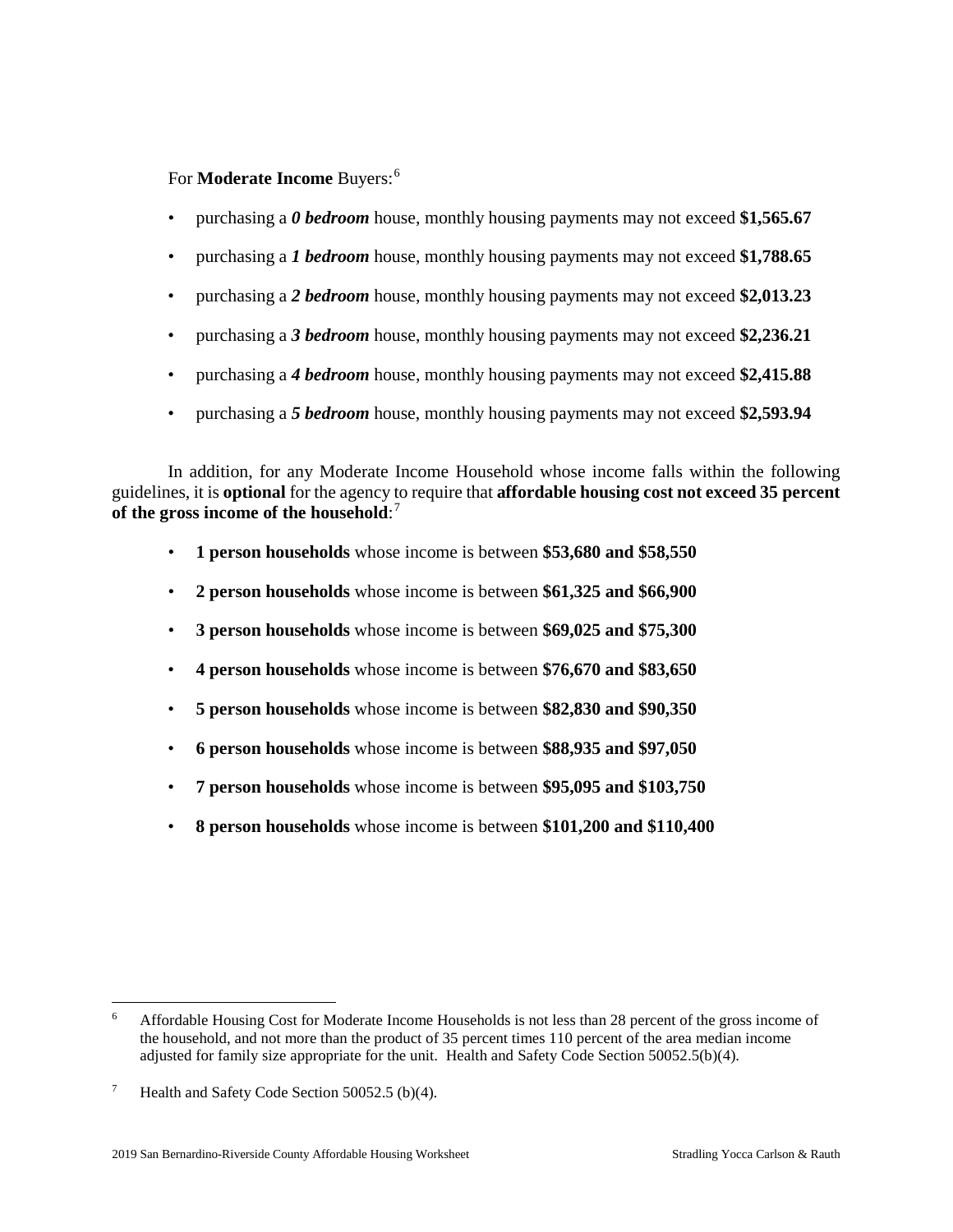For **Moderate Income** Buyers:[6]

- purchasing a ***0 bedroom*** house, monthly housing payments may not exceed **$1,565.67**
- purchasing a ***1 bedroom*** house, monthly housing payments may not exceed **$1,788.65**
- purchasing a ***2 bedroom*** house, monthly housing payments may not exceed **$2,013.23**
- purchasing a ***3 bedroom*** house, monthly housing payments may not exceed **$2,236.21**
- purchasing a ***4 bedroom*** house, monthly housing payments may not exceed **$2,415.88**
- purchasing a ***5 bedroom*** house, monthly housing payments may not exceed **$2,593.94**

In addition, for any Moderate Income Household whose income falls within the following guidelines, it is **optional** for the agency to require that **affordable housing cost not exceed 35 percent of the gross income of the household**:[7]

- **1 person households** whose income is between **$53,680 and $58,550**
- **2 person households** whose income is between **$61,325 and $66,900**
- **3 person households** whose income is between **$69,025 and $75,300**
- **4 person households** whose income is between **$76,670 and $83,650**
- **5 person households** whose income is between **$82,830 and $90,350**
- **6 person households** whose income is between **$88,935 and $97,050**
- **7 person households** whose income is between **$95,095 and $103,750**
- **8 person households** whose income is between **$101,200 and $110,400**

---

[6] Affordable Housing Cost for Moderate Income Households is not less than 28 percent of the gross income of the household, and not more than the product of 35 percent times 110 percent of the area median income adjusted for family size appropriate for the unit. Health and Safety Code Section 50052.5(b)(4).

[7] Health and Safety Code Section 50052.5 (b)(4).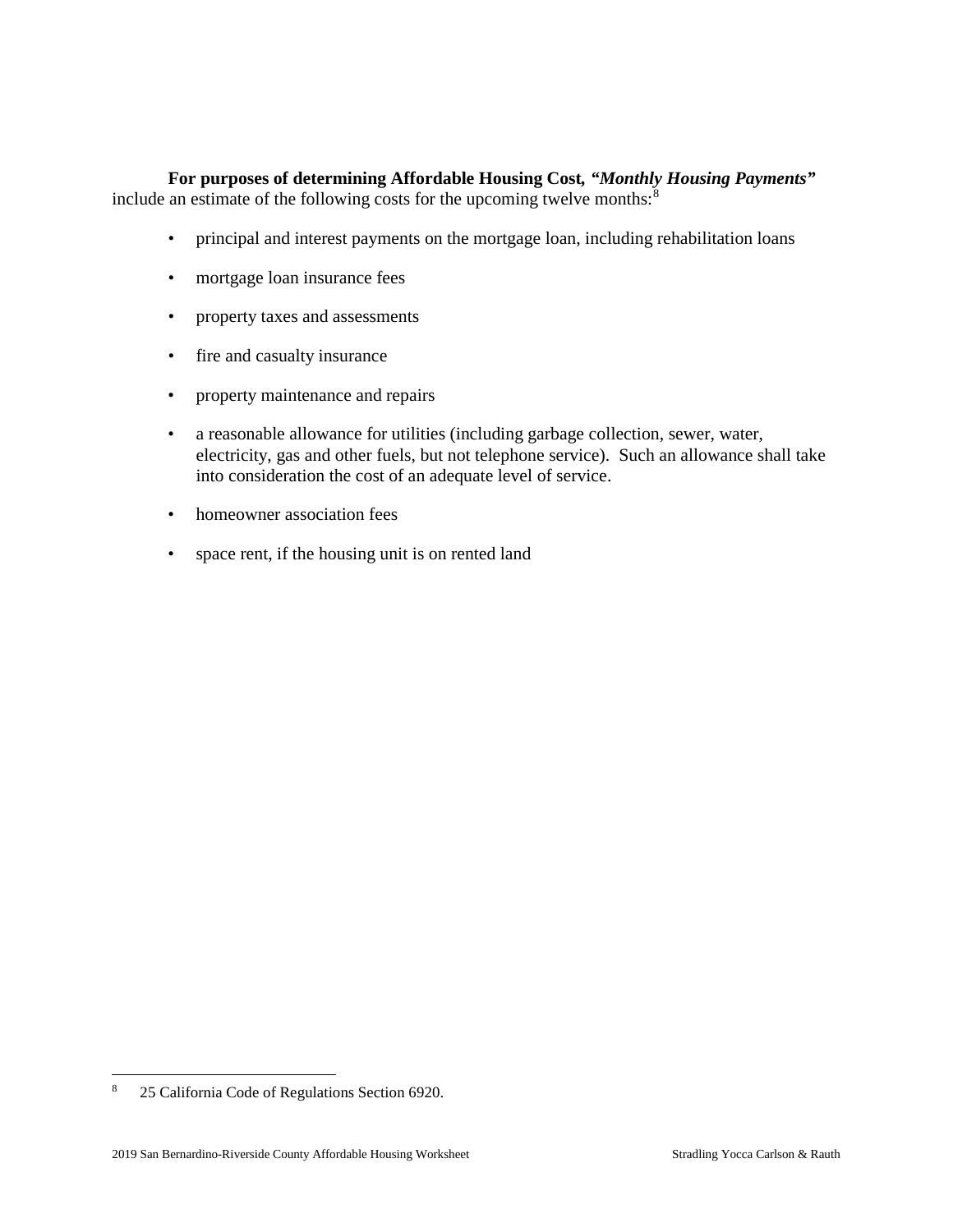**For purposes of determining Affordable Housing Cost, *"Monthly Housing Payments"*** include an estimate of the following costs for the upcoming twelve months:[8]

- principal and interest payments on the mortgage loan, including rehabilitation loans
- mortgage loan insurance fees
- property taxes and assessments
- fire and casualty insurance
- property maintenance and repairs
- a reasonable allowance for utilities (including garbage collection, sewer, water, electricity, gas and other fuels, but not telephone service). Such an allowance shall take into consideration the cost of an adequate level of service.
- homeowner association fees
- space rent, if the housing unit is on rented land

---

[8] 25 California Code of Regulations Section 6920.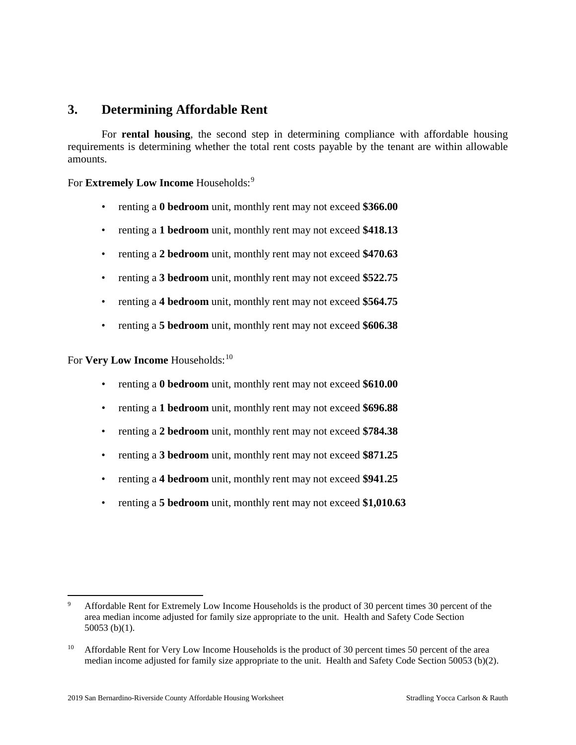## 3. Determining Affordable Rent

For **rental housing**, the second step in determining compliance with affordable housing requirements is determining whether the total rent costs payable by the tenant are within allowable amounts.

For **Extremely Low Income** Households:[9]

- renting a **0 bedroom** unit, monthly rent may not exceed **$366.00**
- renting a **1 bedroom** unit, monthly rent may not exceed **$418.13**
- renting a **2 bedroom** unit, monthly rent may not exceed **$470.63**
- renting a **3 bedroom** unit, monthly rent may not exceed **$522.75**
- renting a **4 bedroom** unit, monthly rent may not exceed **$564.75**
- renting a **5 bedroom** unit, monthly rent may not exceed **$606.38**

For **Very Low Income** Households:[10]

- renting a **0 bedroom** unit, monthly rent may not exceed **$610.00**
- renting a **1 bedroom** unit, monthly rent may not exceed **$696.88**
- renting a **2 bedroom** unit, monthly rent may not exceed **$784.38**
- renting a **3 bedroom** unit, monthly rent may not exceed **$871.25**
- renting a **4 bedroom** unit, monthly rent may not exceed **$941.25**
- renting a **5 bedroom** unit, monthly rent may not exceed **$1,010.63**

---

[9] Affordable Rent for Extremely Low Income Households is the product of 30 percent times 30 percent of the area median income adjusted for family size appropriate to the unit. Health and Safety Code Section 50053 (b)(1).

[10] Affordable Rent for Very Low Income Households is the product of 30 percent times 50 percent of the area median income adjusted for family size appropriate to the unit. Health and Safety Code Section 50053 (b)(2).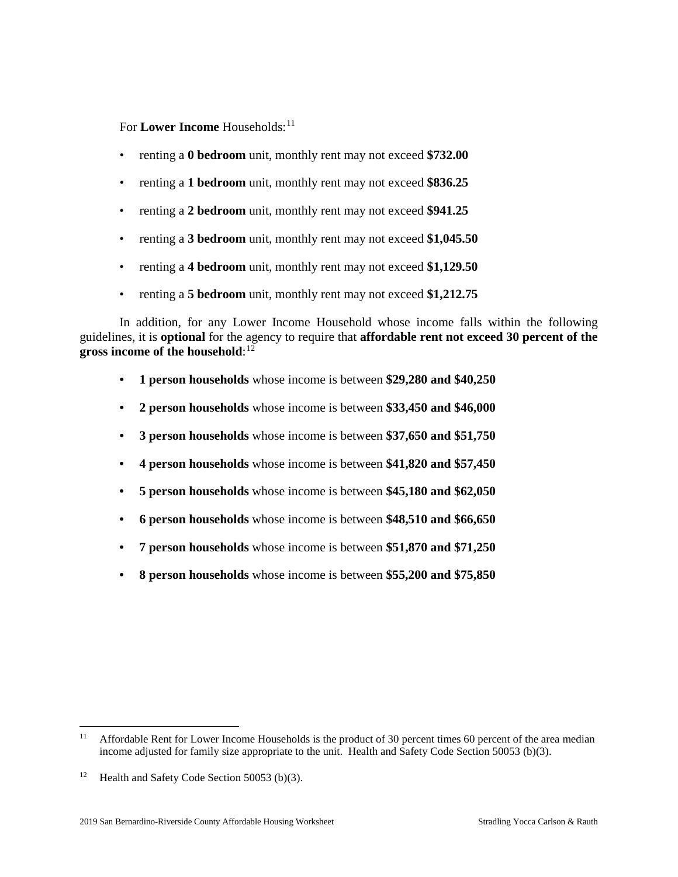For **Lower Income** Households:[11]

- renting a **0 bedroom** unit, monthly rent may not exceed **$732.00**
- renting a **1 bedroom** unit, monthly rent may not exceed **$836.25**
- renting a **2 bedroom** unit, monthly rent may not exceed **$941.25**
- renting a **3 bedroom** unit, monthly rent may not exceed **$1,045.50**
- renting a **4 bedroom** unit, monthly rent may not exceed **$1,129.50**
- renting a **5 bedroom** unit, monthly rent may not exceed **$1,212.75**

In addition, for any Lower Income Household whose income falls within the following guidelines, it is **optional** for the agency to require that **affordable rent not exceed 30 percent of the gross income of the household**:[12]

- **1 person households** whose income is between **$29,280 and $40,250**
- **2 person households** whose income is between **$33,450 and $46,000**
- **3 person households** whose income is between **$37,650 and $51,750**
- **4 person households** whose income is between **$41,820 and $57,450**
- **5 person households** whose income is between **$45,180 and $62,050**
- **6 person households** whose income is between **$48,510 and $66,650**
- **7 person households** whose income is between **$51,870 and $71,250**
- **8 person households** whose income is between **$55,200 and $75,850**

---

[11] Affordable Rent for Lower Income Households is the product of 30 percent times 60 percent of the area median income adjusted for family size appropriate to the unit. Health and Safety Code Section 50053 (b)(3).

[12] Health and Safety Code Section 50053 (b)(3).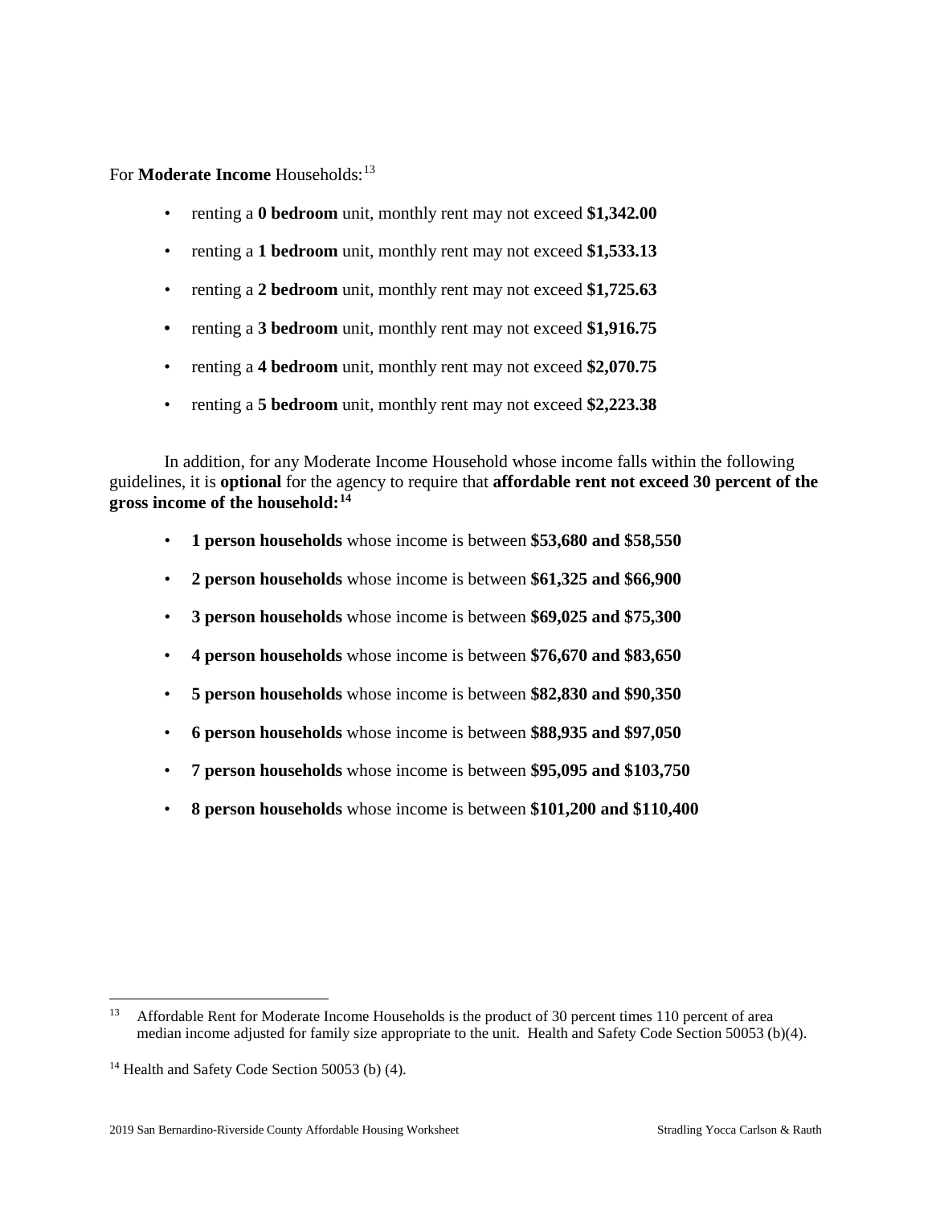For **Moderate Income** Households:[13]

- renting a **0 bedroom** unit, monthly rent may not exceed **$1,342.00**
- renting a **1 bedroom** unit, monthly rent may not exceed **$1,533.13**
- renting a **2 bedroom** unit, monthly rent may not exceed **$1,725.63**
- renting a **3 bedroom** unit, monthly rent may not exceed **$1,916.75**
- renting a **4 bedroom** unit, monthly rent may not exceed **$2,070.75**
- renting a **5 bedroom** unit, monthly rent may not exceed **$2,223.38**

In addition, for any Moderate Income Household whose income falls within the following guidelines, it is **optional** for the agency to require that **affordable rent not exceed 30 percent of the gross income of the household:**[14]

- **1 person households** whose income is between **$53,680 and $58,550**
- **2 person households** whose income is between **$61,325 and $66,900**
- **3 person households** whose income is between **$69,025 and $75,300**
- **4 person households** whose income is between **$76,670 and $83,650**
- **5 person households** whose income is between **$82,830 and $90,350**
- **6 person households** whose income is between **$88,935 and $97,050**
- **7 person households** whose income is between **$95,095 and $103,750**
- **8 person households** whose income is between **$101,200 and $110,400**

---

[13] Affordable Rent for Moderate Income Households is the product of 30 percent times 110 percent of area median income adjusted for family size appropriate to the unit. Health and Safety Code Section 50053 (b)(4).

[14] Health and Safety Code Section 50053 (b) (4).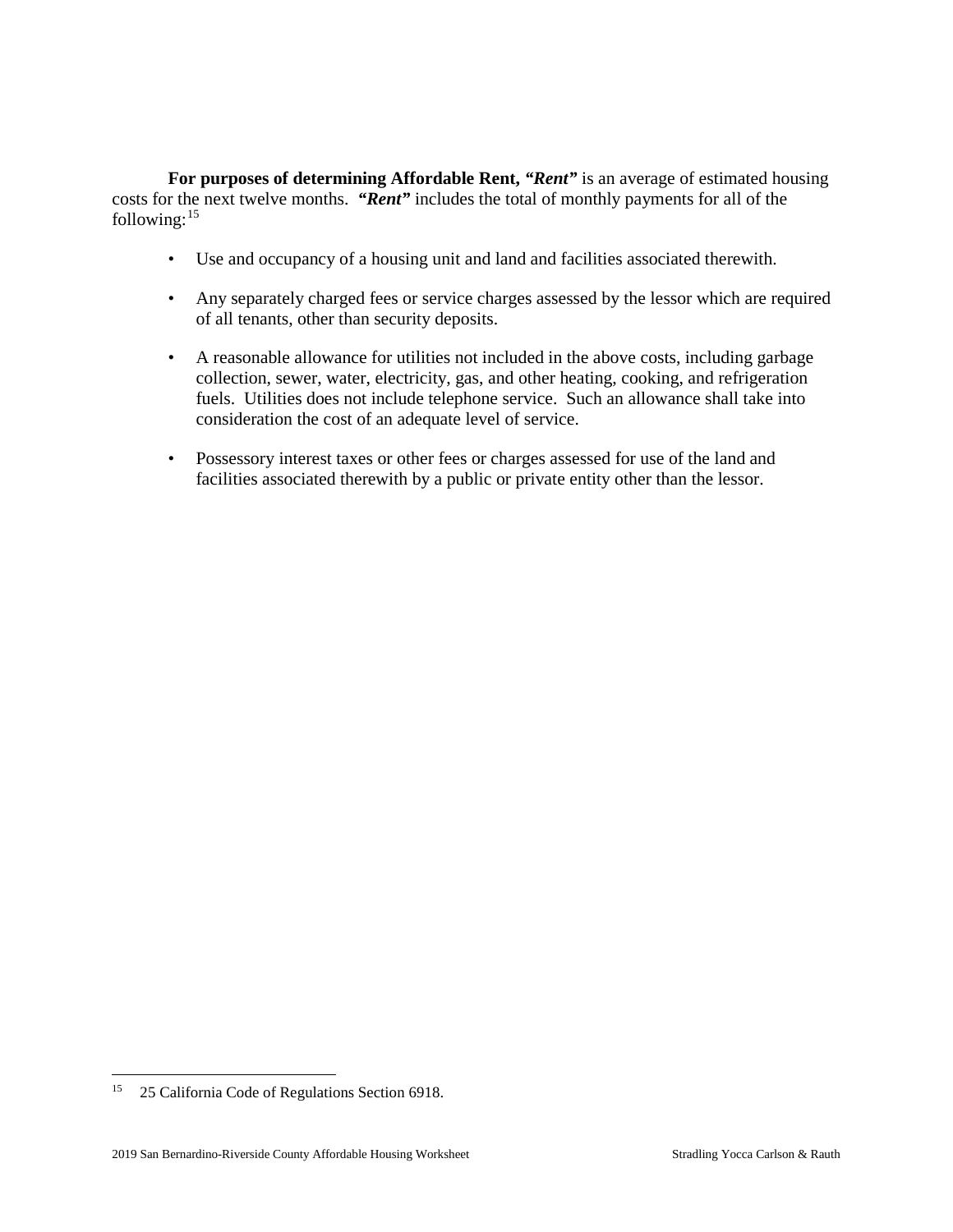**For purposes of determining Affordable Rent,** ***"Rent"*** is an average of estimated housing costs for the next twelve months. ***"Rent"*** includes the total of monthly payments for all of the following:[15]

- Use and occupancy of a housing unit and land and facilities associated therewith.

- Any separately charged fees or service charges assessed by the lessor which are required of all tenants, other than security deposits.

- A reasonable allowance for utilities not included in the above costs, including garbage collection, sewer, water, electricity, gas, and other heating, cooking, and refrigeration fuels. Utilities does not include telephone service. Such an allowance shall take into consideration the cost of an adequate level of service.

- Possessory interest taxes or other fees or charges assessed for use of the land and facilities associated therewith by a public or private entity other than the lessor.

---

[15] 25 California Code of Regulations Section 6918.